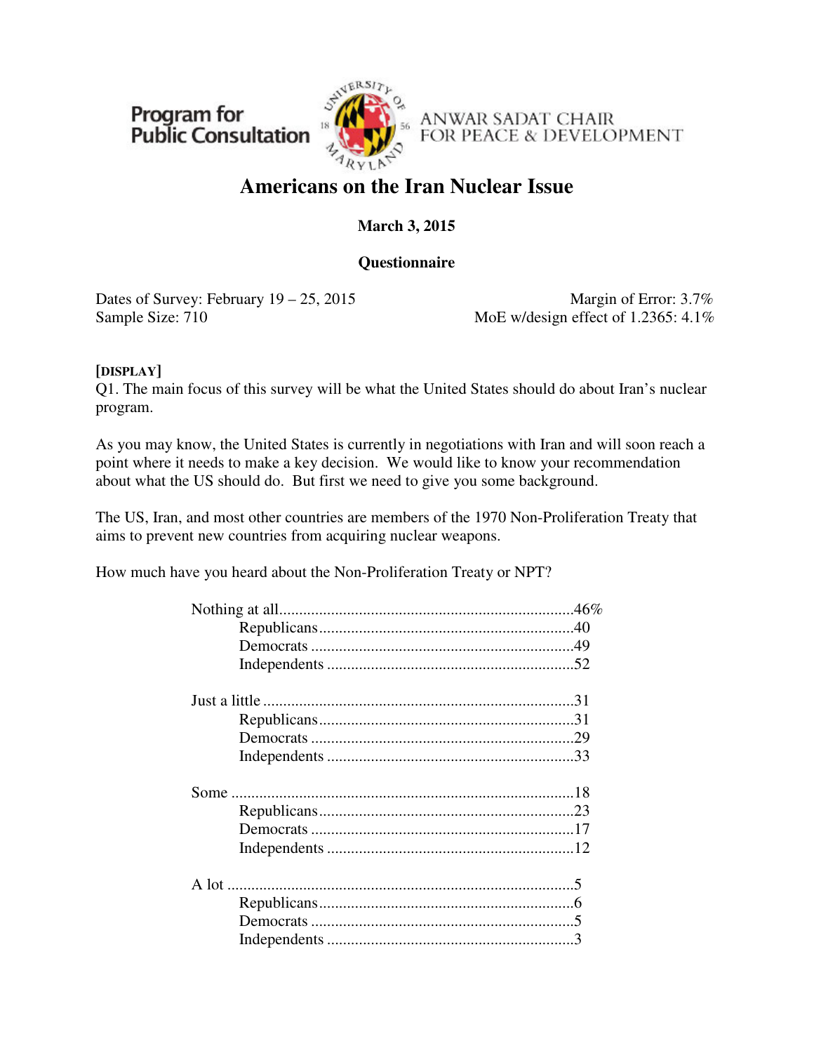Program for Public Consultation

ANWAR SADAT CHAIR FOR PEACE & DEVELOPMENT

# Americans on the Iran Nuclear Issue

**March 3, 2015**

**Questionnaire**

Dates of Survey: February 19 – 25, 2015
Sample Size: 710

Margin of Error: 3.7%
MoE w/design effect of 1.2365: 4.1%

**[DISPLAY]**
Q1. The main focus of this survey will be what the United States should do about Iran's nuclear program.

As you may know, the United States is currently in negotiations with Iran and will soon reach a point where it needs to make a key decision. We would like to know your recommendation about what the US should do. But first we need to give you some background.

The US, Iran, and most other countries are members of the 1970 Non-Proliferation Treaty that aims to prevent new countries from acquiring nuclear weapons.

How much have you heard about the Non-Proliferation Treaty or NPT?

| | |
|---|---|
| Nothing at all | 46% |
| Republicans | 40 |
| Democrats | 49 |
| Independents | 52 |
| Just a little | 31 |
| Republicans | 31 |
| Democrats | 29 |
| Independents | 33 |
| Some | 18 |
| Republicans | 23 |
| Democrats | 17 |
| Independents | 12 |
| A lot | 5 |
| Republicans | 6 |
| Democrats | 5 |
| Independents | 3 |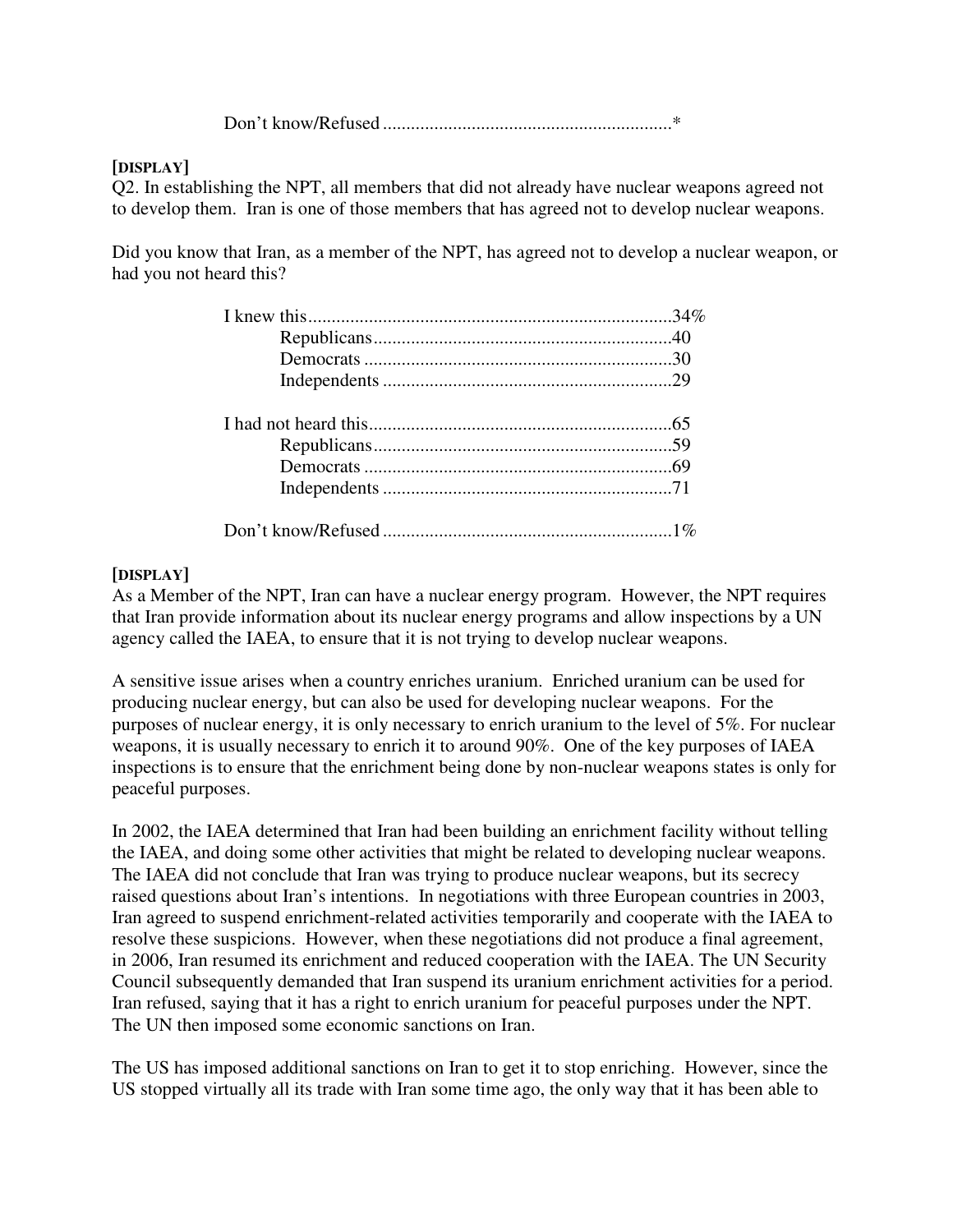Don't know/Refused .............................................................*

**[DISPLAY]**

Q2. In establishing the NPT, all members that did not already have nuclear weapons agreed not to develop them. Iran is one of those members that has agreed not to develop nuclear weapons.

Did you know that Iran, as a member of the NPT, has agreed not to develop a nuclear weapon, or had you not heard this?

| | |
|---|---|
| I knew this | 34% |
| Republicans | 40 |
| Democrats | 30 |
| Independents | 29 |
| I had not heard this | 65 |
| Republicans | 59 |
| Democrats | 69 |
| Independents | 71 |
| Don't know/Refused | 1% |

**[DISPLAY]**

As a Member of the NPT, Iran can have a nuclear energy program. However, the NPT requires that Iran provide information about its nuclear energy programs and allow inspections by a UN agency called the IAEA, to ensure that it is not trying to develop nuclear weapons.

A sensitive issue arises when a country enriches uranium. Enriched uranium can be used for producing nuclear energy, but can also be used for developing nuclear weapons. For the purposes of nuclear energy, it is only necessary to enrich uranium to the level of 5%. For nuclear weapons, it is usually necessary to enrich it to around 90%. One of the key purposes of IAEA inspections is to ensure that the enrichment being done by non-nuclear weapons states is only for peaceful purposes.

In 2002, the IAEA determined that Iran had been building an enrichment facility without telling the IAEA, and doing some other activities that might be related to developing nuclear weapons. The IAEA did not conclude that Iran was trying to produce nuclear weapons, but its secrecy raised questions about Iran's intentions. In negotiations with three European countries in 2003, Iran agreed to suspend enrichment-related activities temporarily and cooperate with the IAEA to resolve these suspicions. However, when these negotiations did not produce a final agreement, in 2006, Iran resumed its enrichment and reduced cooperation with the IAEA. The UN Security Council subsequently demanded that Iran suspend its uranium enrichment activities for a period. Iran refused, saying that it has a right to enrich uranium for peaceful purposes under the NPT. The UN then imposed some economic sanctions on Iran.

The US has imposed additional sanctions on Iran to get it to stop enriching. However, since the US stopped virtually all its trade with Iran some time ago, the only way that it has been able to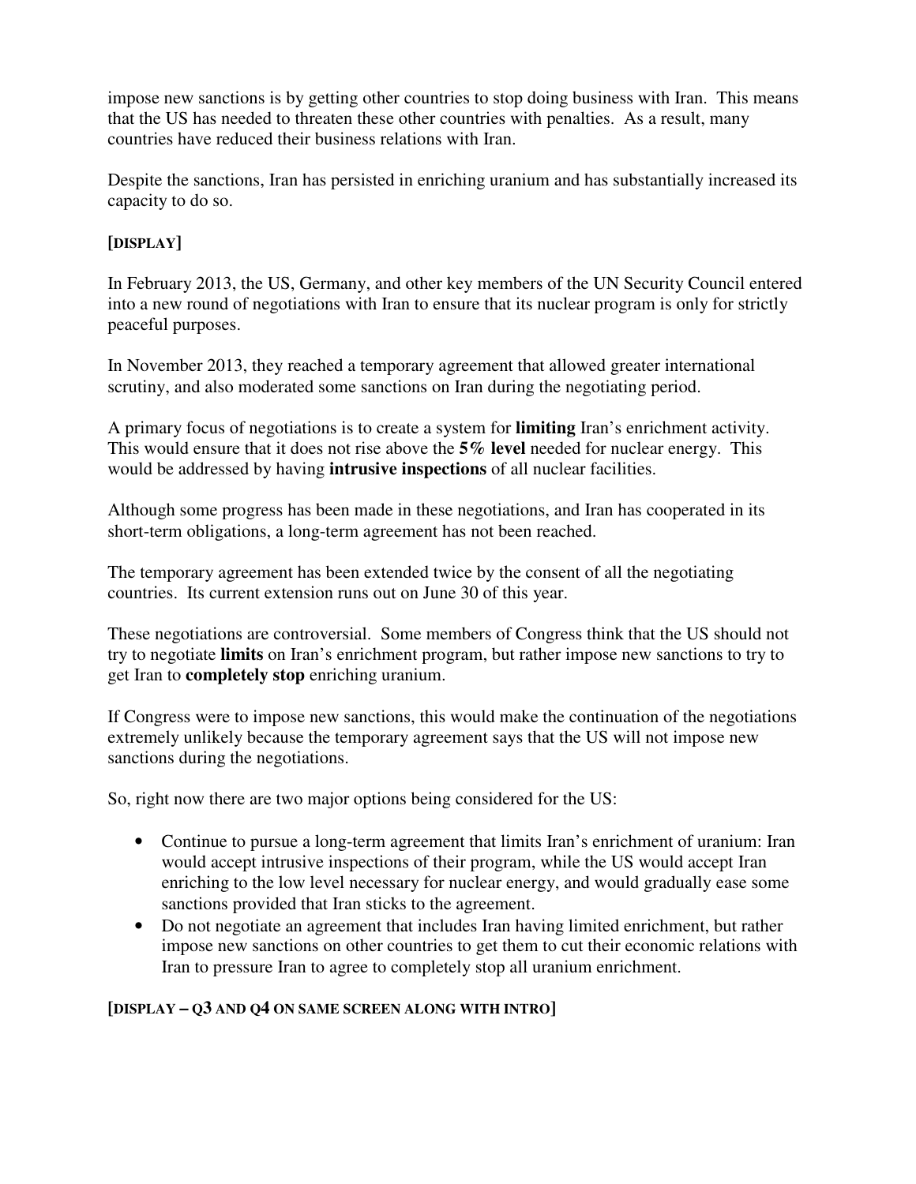impose new sanctions is by getting other countries to stop doing business with Iran. This means that the US has needed to threaten these other countries with penalties. As a result, many countries have reduced their business relations with Iran.

Despite the sanctions, Iran has persisted in enriching uranium and has substantially increased its capacity to do so.

**[DISPLAY]**

In February 2013, the US, Germany, and other key members of the UN Security Council entered into a new round of negotiations with Iran to ensure that its nuclear program is only for strictly peaceful purposes.

In November 2013, they reached a temporary agreement that allowed greater international scrutiny, and also moderated some sanctions on Iran during the negotiating period.

A primary focus of negotiations is to create a system for **limiting** Iran's enrichment activity. This would ensure that it does not rise above the **5% level** needed for nuclear energy. This would be addressed by having **intrusive inspections** of all nuclear facilities.

Although some progress has been made in these negotiations, and Iran has cooperated in its short-term obligations, a long-term agreement has not been reached.

The temporary agreement has been extended twice by the consent of all the negotiating countries. Its current extension runs out on June 30 of this year.

These negotiations are controversial. Some members of Congress think that the US should not try to negotiate **limits** on Iran's enrichment program, but rather impose new sanctions to try to get Iran to **completely stop** enriching uranium.

If Congress were to impose new sanctions, this would make the continuation of the negotiations extremely unlikely because the temporary agreement says that the US will not impose new sanctions during the negotiations.

So, right now there are two major options being considered for the US:

- Continue to pursue a long-term agreement that limits Iran's enrichment of uranium: Iran would accept intrusive inspections of their program, while the US would accept Iran enriching to the low level necessary for nuclear energy, and would gradually ease some sanctions provided that Iran sticks to the agreement.
- Do not negotiate an agreement that includes Iran having limited enrichment, but rather impose new sanctions on other countries to get them to cut their economic relations with Iran to pressure Iran to agree to completely stop all uranium enrichment.

**[DISPLAY – Q3 AND Q4 ON SAME SCREEN ALONG WITH INTRO]**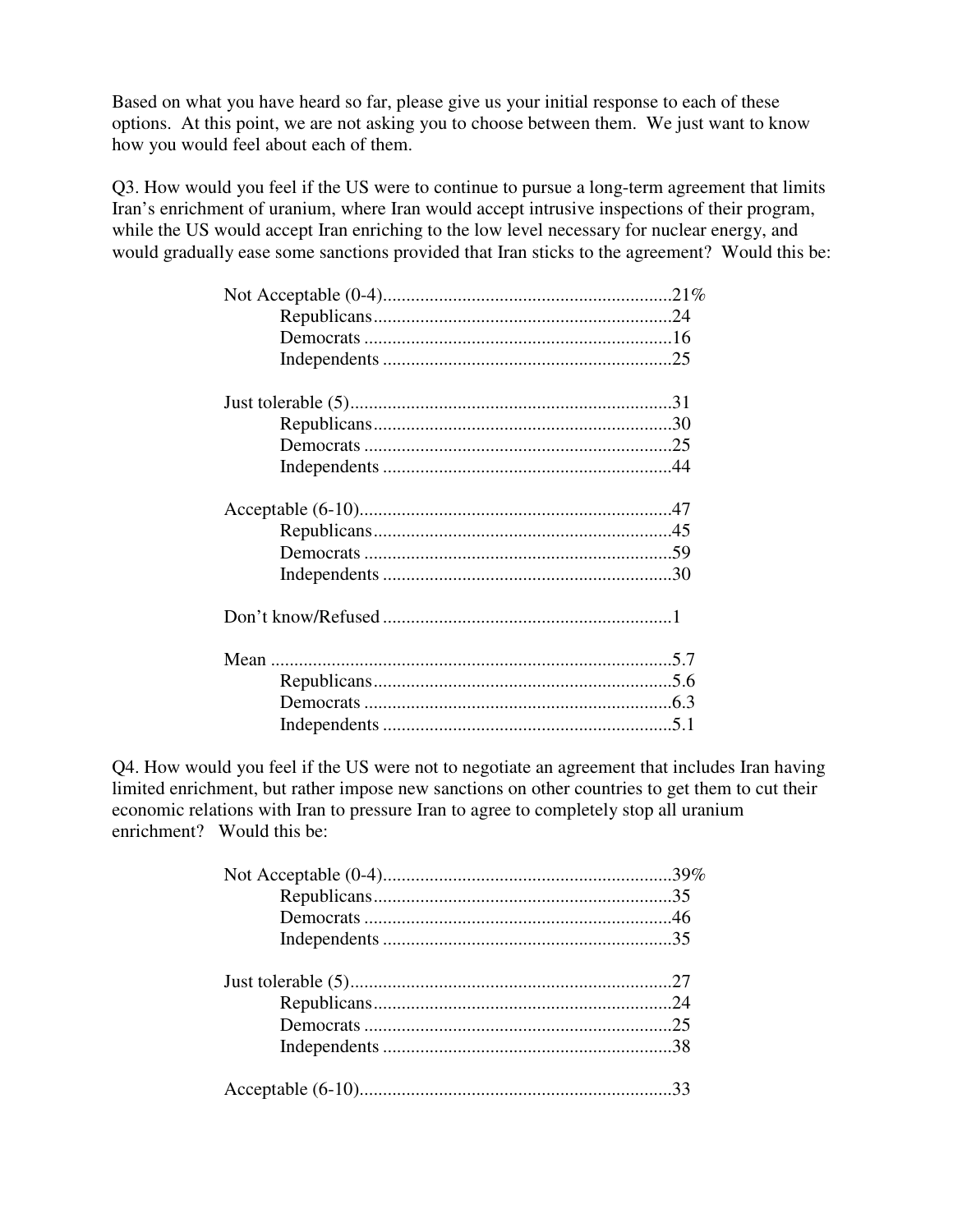Based on what you have heard so far, please give us your initial response to each of these options. At this point, we are not asking you to choose between them. We just want to know how you would feel about each of them.

Q3. How would you feel if the US were to continue to pursue a long-term agreement that limits Iran's enrichment of uranium, where Iran would accept intrusive inspections of their program, while the US would accept Iran enriching to the low level necessary for nuclear energy, and would gradually ease some sanctions provided that Iran sticks to the agreement? Would this be:

| | |
|---|---|
| Not Acceptable (0-4) | 21% |
| Republicans | 24 |
| Democrats | 16 |
| Independents | 25 |
| Just tolerable (5) | 31 |
| Republicans | 30 |
| Democrats | 25 |
| Independents | 44 |
| Acceptable (6-10) | 47 |
| Republicans | 45 |
| Democrats | 59 |
| Independents | 30 |
| Don't know/Refused | 1 |
| Mean | 5.7 |
| Republicans | 5.6 |
| Democrats | 6.3 |
| Independents | 5.1 |

Q4. How would you feel if the US were not to negotiate an agreement that includes Iran having limited enrichment, but rather impose new sanctions on other countries to get them to cut their economic relations with Iran to pressure Iran to agree to completely stop all uranium enrichment? Would this be:

| | |
|---|---|
| Not Acceptable (0-4) | 39% |
| Republicans | 35 |
| Democrats | 46 |
| Independents | 35 |
| Just tolerable (5) | 27 |
| Republicans | 24 |
| Democrats | 25 |
| Independents | 38 |
| Acceptable (6-10) | 33 |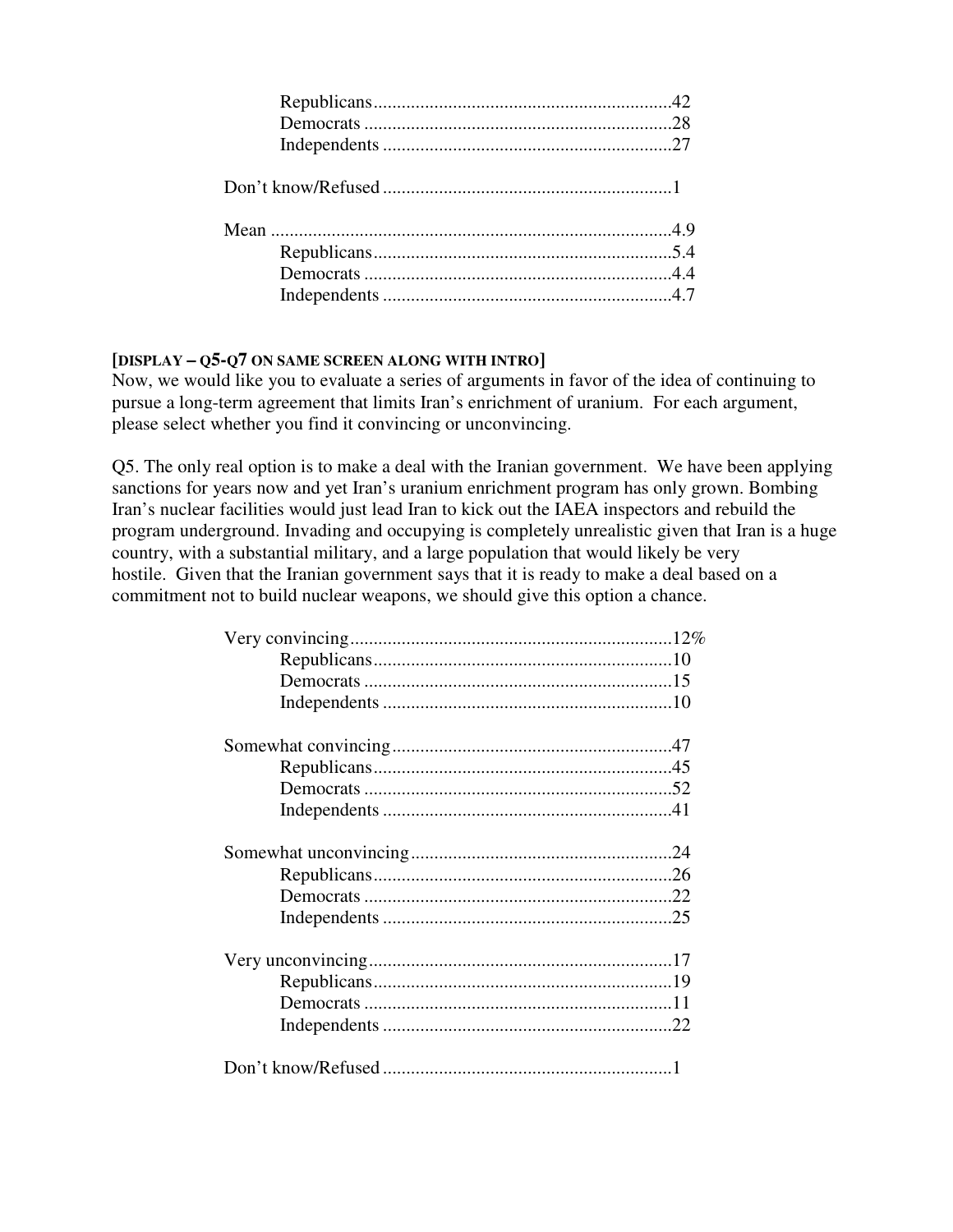Republicans ................................................................42
Democrats ..................................................................28
Independents ..............................................................27

Don't know/Refused ..............................................................1

Mean ......................................................................................4.9
Republicans ................................................................5.4
Democrats ..................................................................4.4
Independents ..............................................................4.7

**[DISPLAY – Q5-Q7 ON SAME SCREEN ALONG WITH INTRO]**

Now, we would like you to evaluate a series of arguments in favor of the idea of continuing to pursue a long-term agreement that limits Iran's enrichment of uranium. For each argument, please select whether you find it convincing or unconvincing.

Q5. The only real option is to make a deal with the Iranian government. We have been applying sanctions for years now and yet Iran's uranium enrichment program has only grown. Bombing Iran's nuclear facilities would just lead Iran to kick out the IAEA inspectors and rebuild the program underground. Invading and occupying is completely unrealistic given that Iran is a huge country, with a substantial military, and a large population that would likely be very hostile. Given that the Iranian government says that it is ready to make a deal based on a commitment not to build nuclear weapons, we should give this option a chance.

Very convincing ....................................................................12%
Republicans ................................................................10
Democrats ..................................................................15
Independents ..............................................................10

Somewhat convincing ............................................................47
Republicans ................................................................45
Democrats ..................................................................52
Independents ..............................................................41

Somewhat unconvincing ........................................................24
Republicans ................................................................26
Democrats ..................................................................22
Independents ..............................................................25

Very unconvincing .................................................................17
Republicans ................................................................19
Democrats ..................................................................11
Independents ..............................................................22

Don't know/Refused ..............................................................1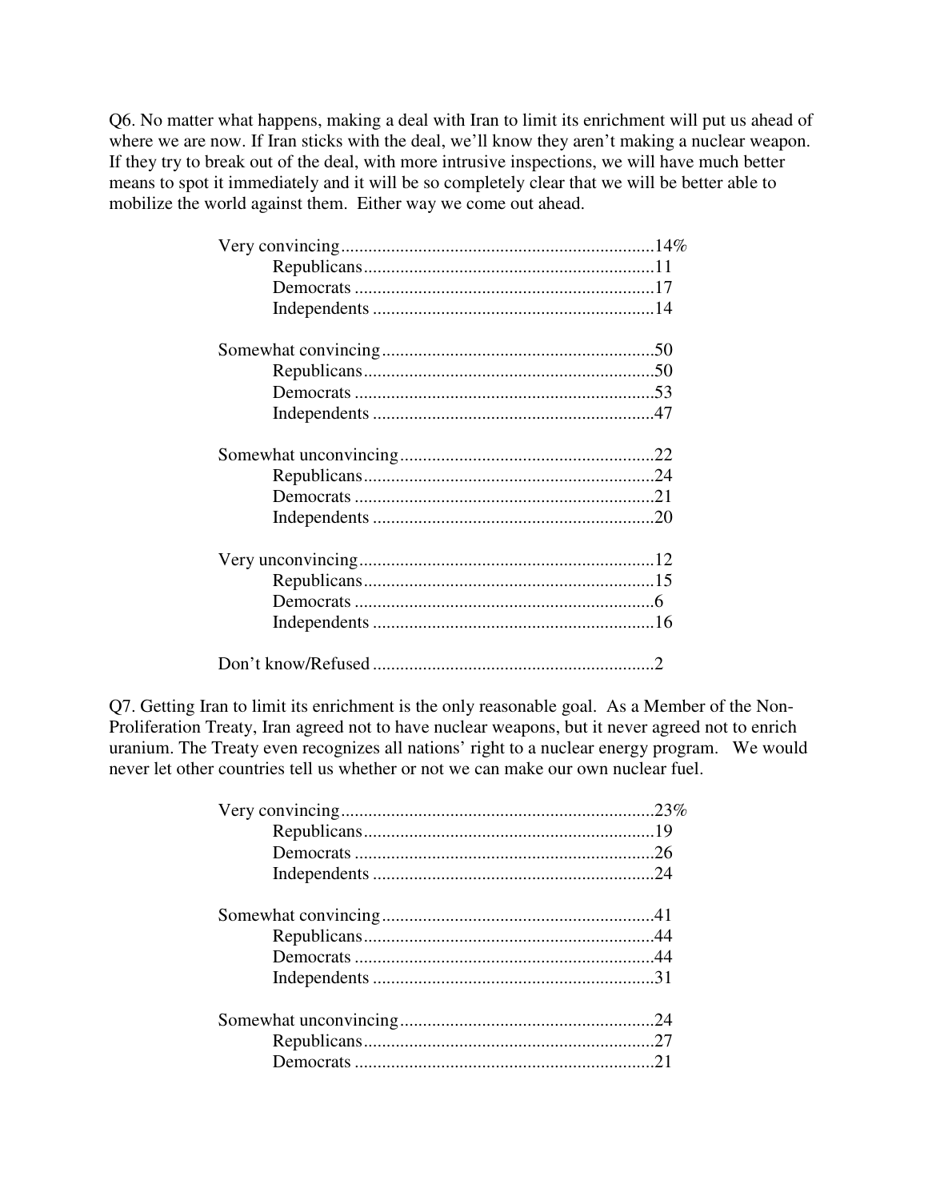Q6. No matter what happens, making a deal with Iran to limit its enrichment will put us ahead of where we are now. If Iran sticks with the deal, we'll know they aren't making a nuclear weapon. If they try to break out of the deal, with more intrusive inspections, we will have much better means to spot it immediately and it will be so completely clear that we will be better able to mobilize the world against them. Either way we come out ahead.

Very convincing....................................................................14%
  Republicans................................................................11
  Democrats ..................................................................17
  Independents ..............................................................14

Somewhat convincing............................................................50
  Republicans................................................................50
  Democrats ..................................................................53
  Independents ..............................................................47

Somewhat unconvincing........................................................22
  Republicans................................................................24
  Democrats ..................................................................21
  Independents ..............................................................20

Very unconvincing.................................................................12
  Republicans................................................................15
  Democrats ..................................................................6
  Independents ..............................................................16

Don't know/Refused ..............................................................2

Q7. Getting Iran to limit its enrichment is the only reasonable goal. As a Member of the Non-Proliferation Treaty, Iran agreed not to have nuclear weapons, but it never agreed not to enrich uranium. The Treaty even recognizes all nations' right to a nuclear energy program. We would never let other countries tell us whether or not we can make our own nuclear fuel.

Very convincing....................................................................23%
  Republicans................................................................19
  Democrats ..................................................................26
  Independents ..............................................................24

Somewhat convincing............................................................41
  Republicans................................................................44
  Democrats ..................................................................44
  Independents ..............................................................31

Somewhat unconvincing........................................................24
  Republicans................................................................27
  Democrats ..................................................................21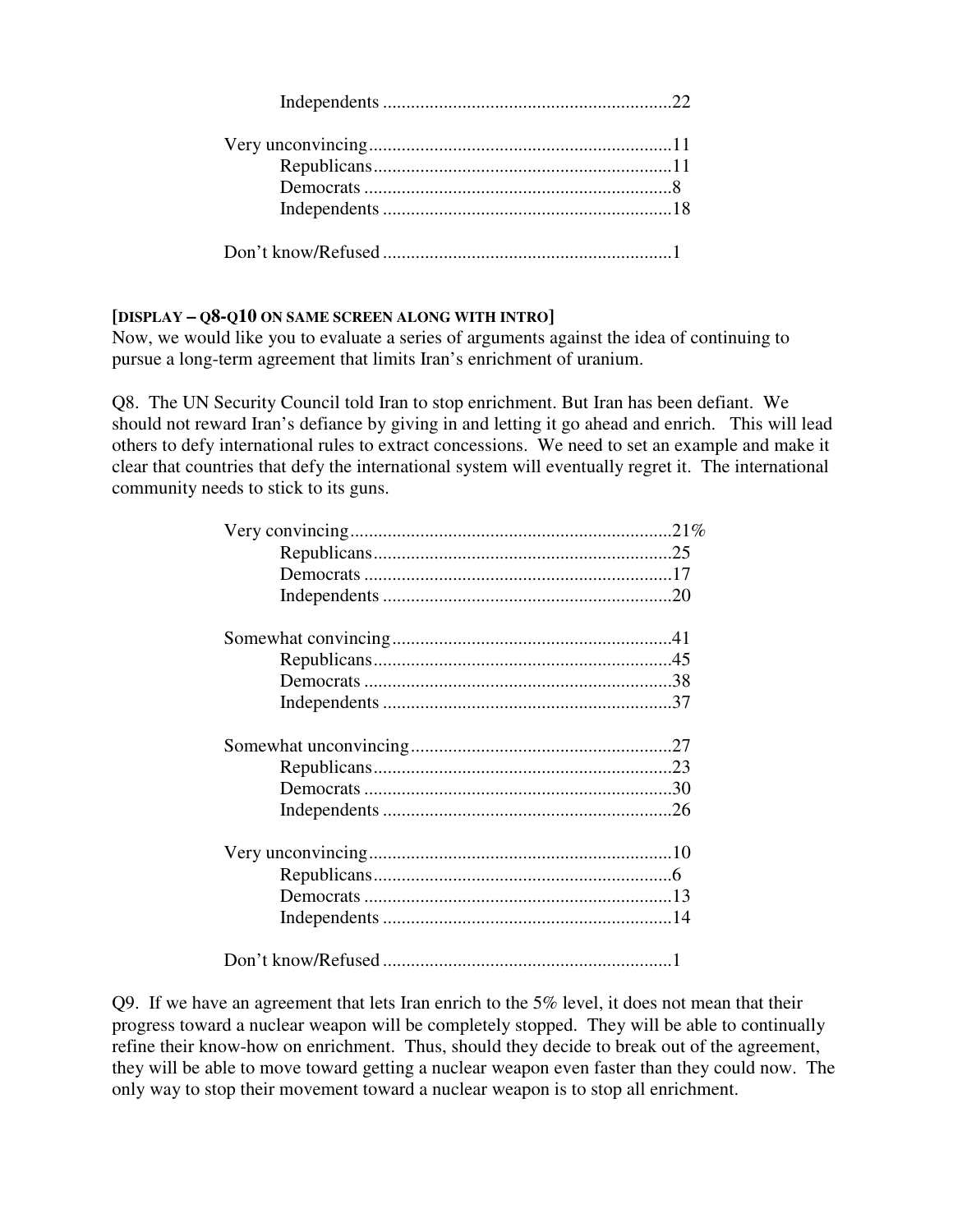Independents ..............................................................22

Very unconvincing.................................................................11
Republicans................................................................11
Democrats ..................................................................8
Independents ..............................................................18

Don't know/Refused ..............................................................1

**[DISPLAY – Q8-Q10 ON SAME SCREEN ALONG WITH INTRO]**

Now, we would like you to evaluate a series of arguments against the idea of continuing to pursue a long-term agreement that limits Iran's enrichment of uranium.

Q8. The UN Security Council told Iran to stop enrichment. But Iran has been defiant. We should not reward Iran's defiance by giving in and letting it go ahead and enrich. This will lead others to defy international rules to extract concessions. We need to set an example and make it clear that countries that defy the international system will eventually regret it. The international community needs to stick to its guns.

Very convincing.....................................................................21%
Republicans................................................................25
Democrats ..................................................................17
Independents ..............................................................20

Somewhat convincing............................................................41
Republicans................................................................45
Democrats ..................................................................38
Independents ..............................................................37

Somewhat unconvincing........................................................27
Republicans................................................................23
Democrats ..................................................................30
Independents ..............................................................26

Very unconvincing.................................................................10
Republicans................................................................6
Democrats ..................................................................13
Independents ..............................................................14

Don't know/Refused ..............................................................1

Q9. If we have an agreement that lets Iran enrich to the 5% level, it does not mean that their progress toward a nuclear weapon will be completely stopped. They will be able to continually refine their know-how on enrichment. Thus, should they decide to break out of the agreement, they will be able to move toward getting a nuclear weapon even faster than they could now. The only way to stop their movement toward a nuclear weapon is to stop all enrichment.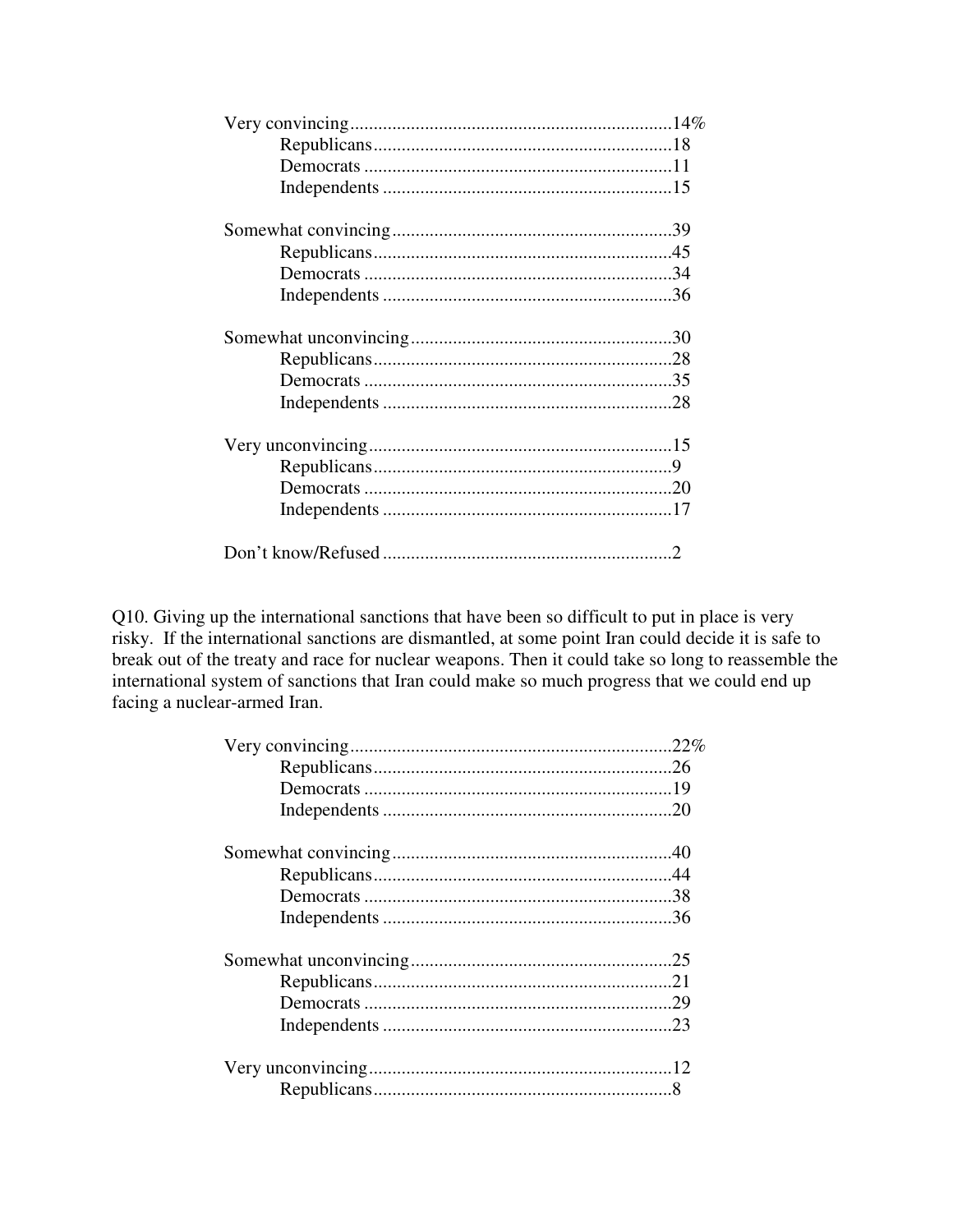Very convincing....................................................................14%
- Republicans................................................................18
- Democrats ..................................................................11
- Independents ..............................................................15

Somewhat convincing............................................................39
- Republicans................................................................45
- Democrats ..................................................................34
- Independents ..............................................................36

Somewhat unconvincing........................................................30
- Republicans................................................................28
- Democrats ..................................................................35
- Independents ..............................................................28

Very unconvincing.................................................................15
- Republicans................................................................9
- Democrats ..................................................................20
- Independents ..............................................................17

Don't know/Refused .............................................................2

Q10. Giving up the international sanctions that have been so difficult to put in place is very risky. If the international sanctions are dismantled, at some point Iran could decide it is safe to break out of the treaty and race for nuclear weapons. Then it could take so long to reassemble the international system of sanctions that Iran could make so much progress that we could end up facing a nuclear-armed Iran.

Very convincing....................................................................22%
- Republicans................................................................26
- Democrats ..................................................................19
- Independents ..............................................................20

Somewhat convincing............................................................40
- Republicans................................................................44
- Democrats ..................................................................38
- Independents ..............................................................36

Somewhat unconvincing........................................................25
- Republicans................................................................21
- Democrats ..................................................................29
- Independents ..............................................................23

Very unconvincing.................................................................12
- Republicans................................................................8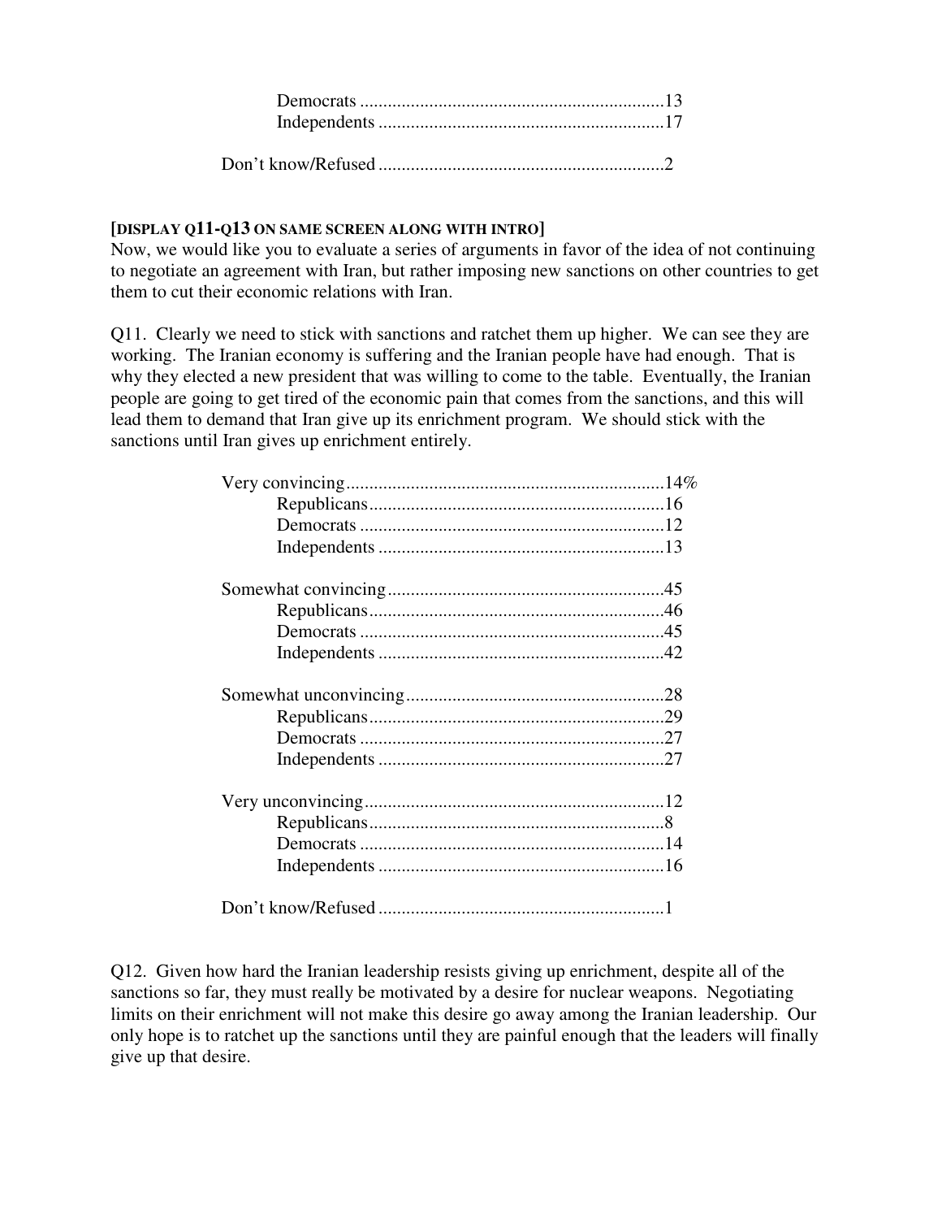Democrats ....................................................................13
Independents ................................................................17

Don't know/Refused ..............................................................2

**[DISPLAY Q11-Q13 ON SAME SCREEN ALONG WITH INTRO]**

Now, we would like you to evaluate a series of arguments in favor of the idea of not continuing to negotiate an agreement with Iran, but rather imposing new sanctions on other countries to get them to cut their economic relations with Iran.

Q11. Clearly we need to stick with sanctions and ratchet them up higher. We can see they are working. The Iranian economy is suffering and the Iranian people have had enough. That is why they elected a new president that was willing to come to the table. Eventually, the Iranian people are going to get tired of the economic pain that comes from the sanctions, and this will lead them to demand that Iran give up its enrichment program. We should stick with the sanctions until Iran gives up enrichment entirely.

Very convincing....................................................................14%
Republicans................................................................16
Democrats ....................................................................12
Independents ................................................................13

Somewhat convincing...........................................................45
Republicans................................................................46
Democrats ....................................................................45
Independents ................................................................42

Somewhat unconvincing........................................................28
Republicans................................................................29
Democrats ....................................................................27
Independents ................................................................27

Very unconvincing.................................................................12
Republicans................................................................8
Democrats ....................................................................14
Independents ................................................................16

Don't know/Refused ..............................................................1

Q12. Given how hard the Iranian leadership resists giving up enrichment, despite all of the sanctions so far, they must really be motivated by a desire for nuclear weapons. Negotiating limits on their enrichment will not make this desire go away among the Iranian leadership. Our only hope is to ratchet up the sanctions until they are painful enough that the leaders will finally give up that desire.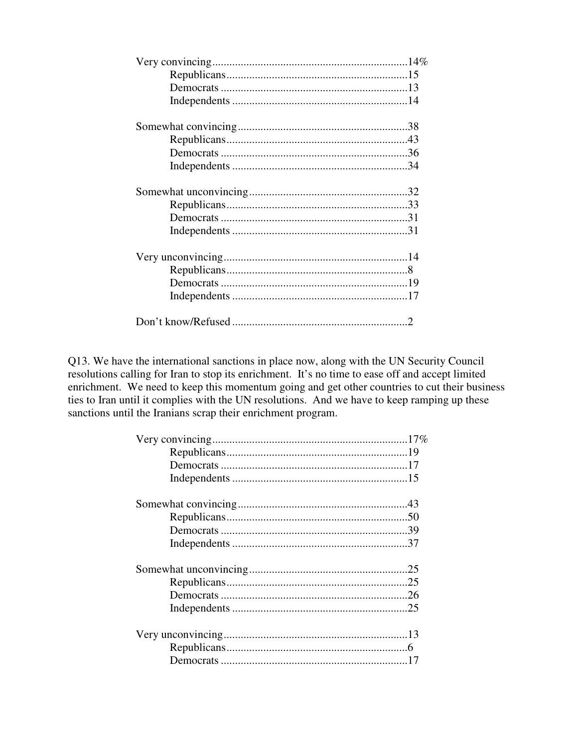Very convincing....................................................................14%
- Republicans................................................................15
- Democrats ..................................................................13
- Independents ..............................................................14

Somewhat convincing............................................................38
- Republicans................................................................43
- Democrats ..................................................................36
- Independents ..............................................................34

Somewhat unconvincing........................................................32
- Republicans................................................................33
- Democrats ..................................................................31
- Independents ..............................................................31

Very unconvincing.................................................................14
- Republicans................................................................8
- Democrats ..................................................................19
- Independents ..............................................................17

Don't know/Refused .............................................................2

Q13. We have the international sanctions in place now, along with the UN Security Council resolutions calling for Iran to stop its enrichment. It's no time to ease off and accept limited enrichment. We need to keep this momentum going and get other countries to cut their business ties to Iran until it complies with the UN resolutions. And we have to keep ramping up these sanctions until the Iranians scrap their enrichment program.

Very convincing....................................................................17%
- Republicans................................................................19
- Democrats ..................................................................17
- Independents ..............................................................15

Somewhat convincing............................................................43
- Republicans................................................................50
- Democrats ..................................................................39
- Independents ..............................................................37

Somewhat unconvincing........................................................25
- Republicans................................................................25
- Democrats ..................................................................26
- Independents ..............................................................25

Very unconvincing.................................................................13
- Republicans................................................................6
- Democrats ..................................................................17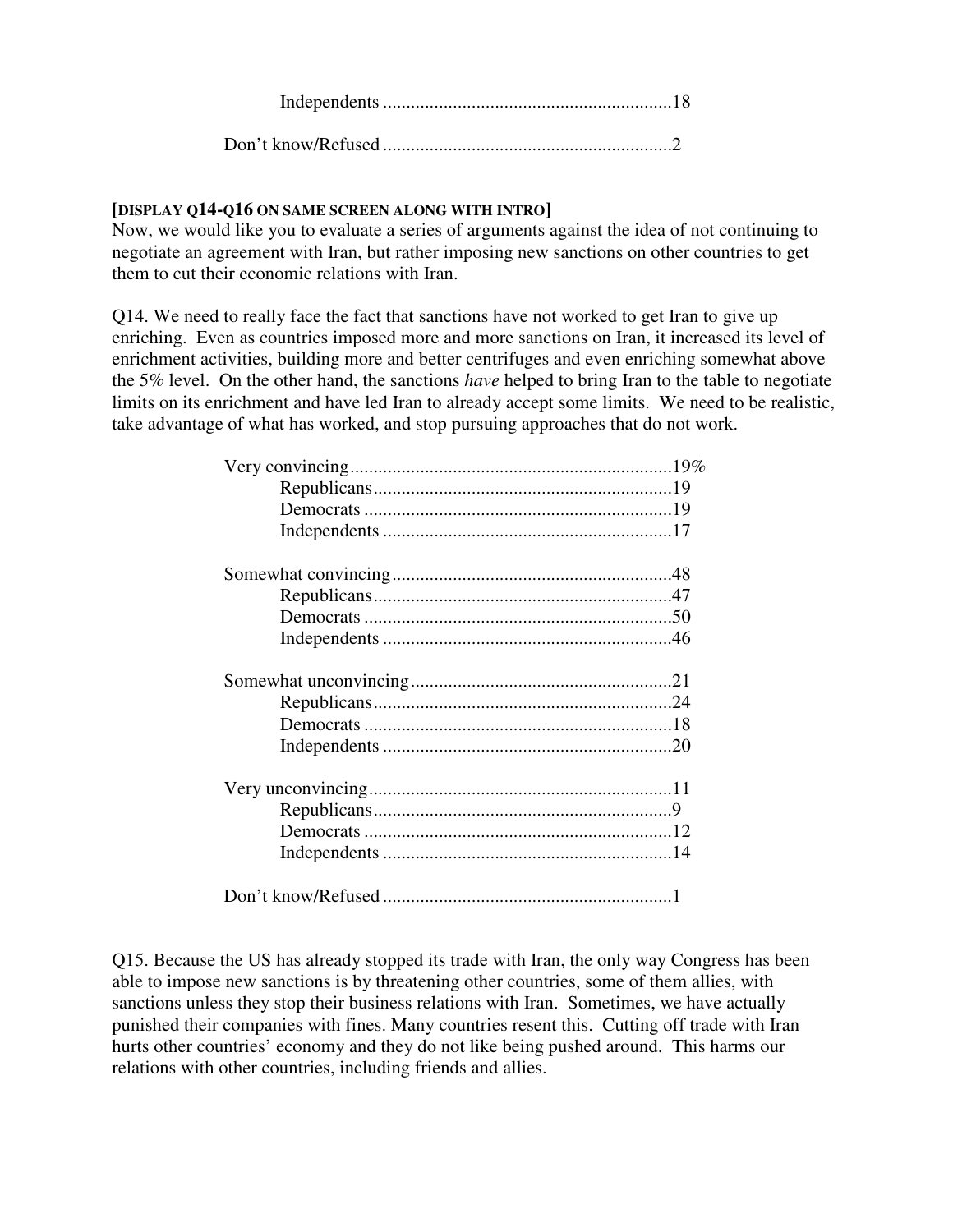Independents .............................................................18

Don’t know/Refused ..............................................................2

**[DISPLAY Q14-Q16 ON SAME SCREEN ALONG WITH INTRO]**
Now, we would like you to evaluate a series of arguments against the idea of not continuing to negotiate an agreement with Iran, but rather imposing new sanctions on other countries to get them to cut their economic relations with Iran.

Q14. We need to really face the fact that sanctions have not worked to get Iran to give up enriching. Even as countries imposed more and more sanctions on Iran, it increased its level of enrichment activities, building more and better centrifuges and even enriching somewhat above the 5% level. On the other hand, the sanctions *have* helped to bring Iran to the table to negotiate limits on its enrichment and have led Iran to already accept some limits. We need to be realistic, take advantage of what has worked, and stop pursuing approaches that do not work.

| | |
|---|---|
| Very convincing | 19% |
| Republicans | 19 |
| Democrats | 19 |
| Independents | 17 |
| Somewhat convincing | 48 |
| Republicans | 47 |
| Democrats | 50 |
| Independents | 46 |
| Somewhat unconvincing | 21 |
| Republicans | 24 |
| Democrats | 18 |
| Independents | 20 |
| Very unconvincing | 11 |
| Republicans | 9 |
| Democrats | 12 |
| Independents | 14 |
| Don’t know/Refused | 1 |

Q15. Because the US has already stopped its trade with Iran, the only way Congress has been able to impose new sanctions is by threatening other countries, some of them allies, with sanctions unless they stop their business relations with Iran. Sometimes, we have actually punished their companies with fines. Many countries resent this. Cutting off trade with Iran hurts other countries’ economy and they do not like being pushed around. This harms our relations with other countries, including friends and allies.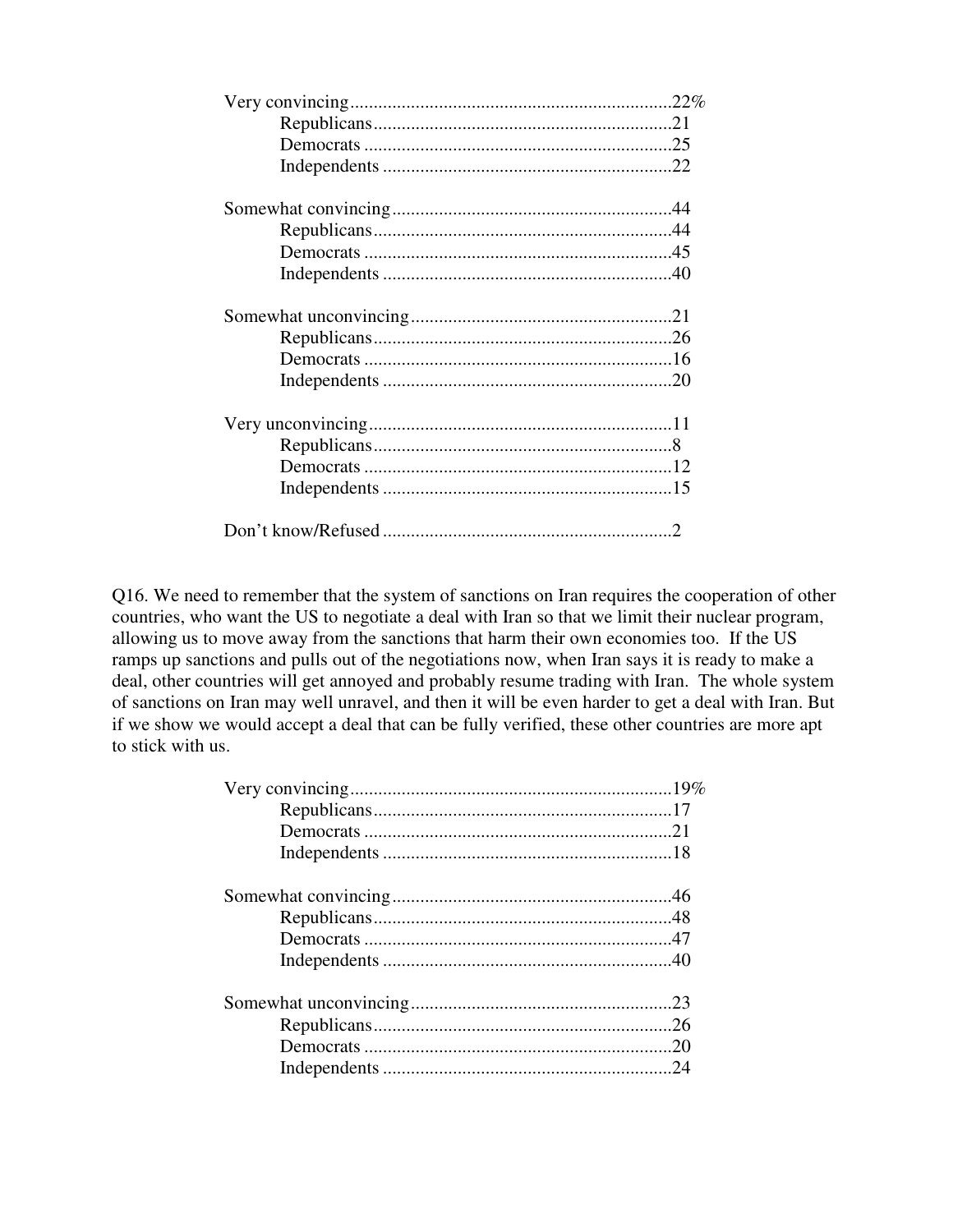Very convincing....................................................................22%
- Republicans...............................................................21
- Democrats .................................................................25
- Independents .............................................................22

Somewhat convincing...........................................................44
- Republicans...............................................................44
- Democrats .................................................................45
- Independents .............................................................40

Somewhat unconvincing.......................................................21
- Republicans...............................................................26
- Democrats .................................................................16
- Independents .............................................................20

Very unconvincing................................................................11
- Republicans...............................................................8
- Democrats .................................................................12
- Independents .............................................................15

Don't know/Refused .............................................................2

Q16. We need to remember that the system of sanctions on Iran requires the cooperation of other countries, who want the US to negotiate a deal with Iran so that we limit their nuclear program, allowing us to move away from the sanctions that harm their own economies too. If the US ramps up sanctions and pulls out of the negotiations now, when Iran says it is ready to make a deal, other countries will get annoyed and probably resume trading with Iran. The whole system of sanctions on Iran may well unravel, and then it will be even harder to get a deal with Iran. But if we show we would accept a deal that can be fully verified, these other countries are more apt to stick with us.

Very convincing....................................................................19%
- Republicans...............................................................17
- Democrats .................................................................21
- Independents .............................................................18

Somewhat convincing...........................................................46
- Republicans...............................................................48
- Democrats .................................................................47
- Independents .............................................................40

Somewhat unconvincing.......................................................23
- Republicans...............................................................26
- Democrats .................................................................20
- Independents .............................................................24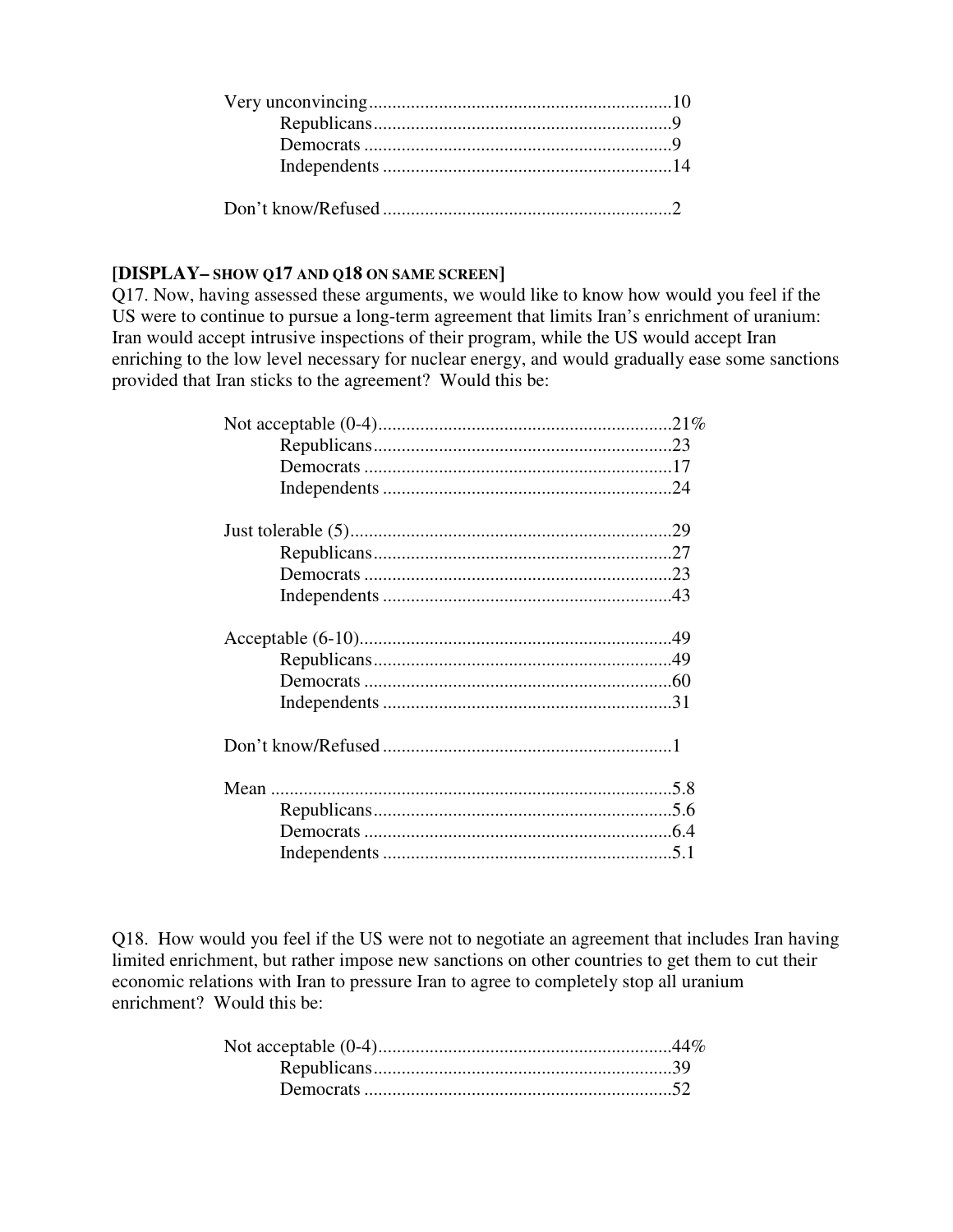Very unconvincing................................................................10
Republicans................................................................9
Democrats ..................................................................9
Independents ..............................................................14

Don't know/Refused ..............................................................2

**[DISPLAY– SHOW Q17 AND Q18 ON SAME SCREEN]**

Q17. Now, having assessed these arguments, we would like to know how would you feel if the US were to continue to pursue a long-term agreement that limits Iran's enrichment of uranium: Iran would accept intrusive inspections of their program, while the US would accept Iran enriching to the low level necessary for nuclear energy, and would gradually ease some sanctions provided that Iran sticks to the agreement? Would this be:

Not acceptable (0-4)..............................................................21%
Republicans................................................................23
Democrats ..................................................................17
Independents ..............................................................24

Just tolerable (5)....................................................................29
Republicans................................................................27
Democrats ..................................................................23
Independents ..............................................................43

Acceptable (6-10)..................................................................49
Republicans................................................................49
Democrats ..................................................................60
Independents ..............................................................31

Don't know/Refused ..............................................................1

Mean ......................................................................................5.8
Republicans................................................................5.6
Democrats ..................................................................6.4
Independents ..............................................................5.1

Q18. How would you feel if the US were not to negotiate an agreement that includes Iran having limited enrichment, but rather impose new sanctions on other countries to get them to cut their economic relations with Iran to pressure Iran to agree to completely stop all uranium enrichment? Would this be:

Not acceptable (0-4)..............................................................44%
Republicans................................................................39
Democrats ..................................................................52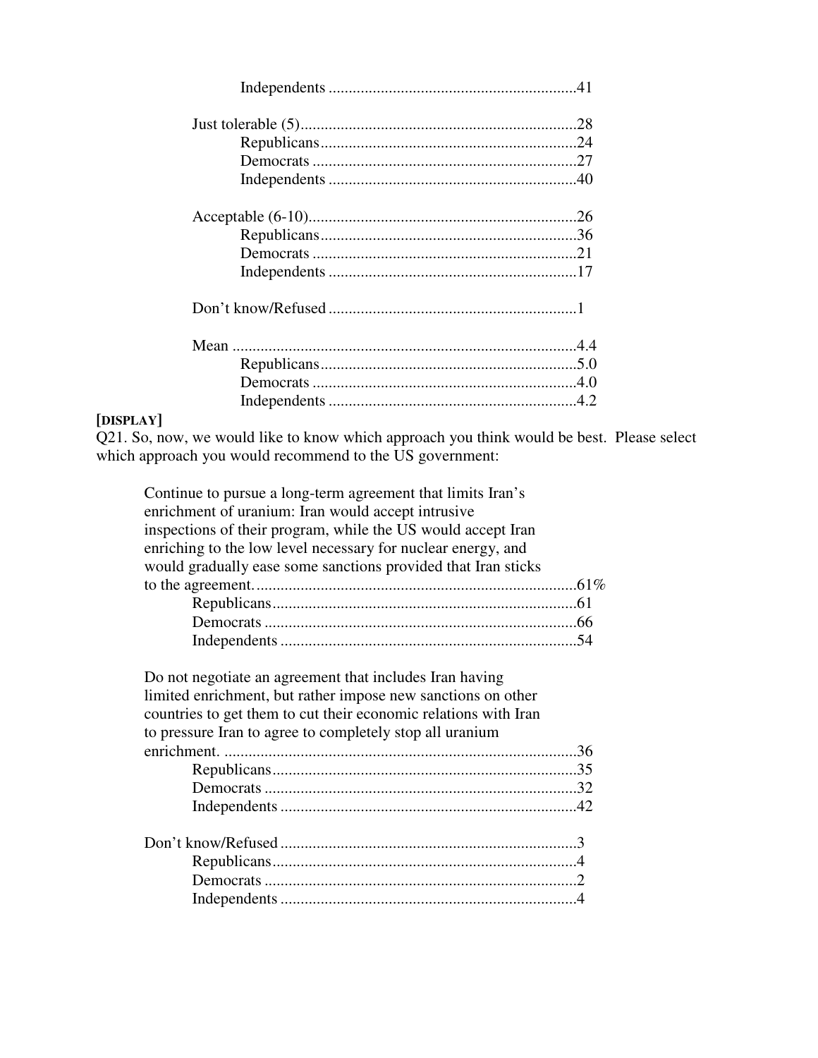Independents ............................................................41

Just tolerable (5).....................................................................28
Republicans................................................................24
Democrats ..................................................................27
Independents .............................................................40

Acceptable (6-10)...................................................................26
Republicans................................................................36
Democrats ..................................................................21
Independents .............................................................17

Don't know/Refused ..............................................................1

Mean ......................................................................................4.4
Republicans................................................................5.0
Democrats ..................................................................4.0
Independents ..............................................................4.2

**[DISPLAY]**

Q21. So, now, we would like to know which approach you think would be best. Please select which approach you would recommend to the US government:

Continue to pursue a long-term agreement that limits Iran's enrichment of uranium: Iran would accept intrusive inspections of their program, while the US would accept Iran enriching to the low level necessary for nuclear energy, and would gradually ease some sanctions provided that Iran sticks to the agreement. ................................................................................61%
Republicans............................................................................61
Democrats ..............................................................................66
Independents ..........................................................................54

Do not negotiate an agreement that includes Iran having limited enrichment, but rather impose new sanctions on other countries to get them to cut their economic relations with Iran to pressure Iran to agree to completely stop all uranium enrichment. ........................................................................................36
Republicans............................................................................35
Democrats ..............................................................................32
Independents ..........................................................................42

Don't know/Refused ...........................................................................3
Republicans............................................................................4
Democrats ..............................................................................2
Independents ..........................................................................4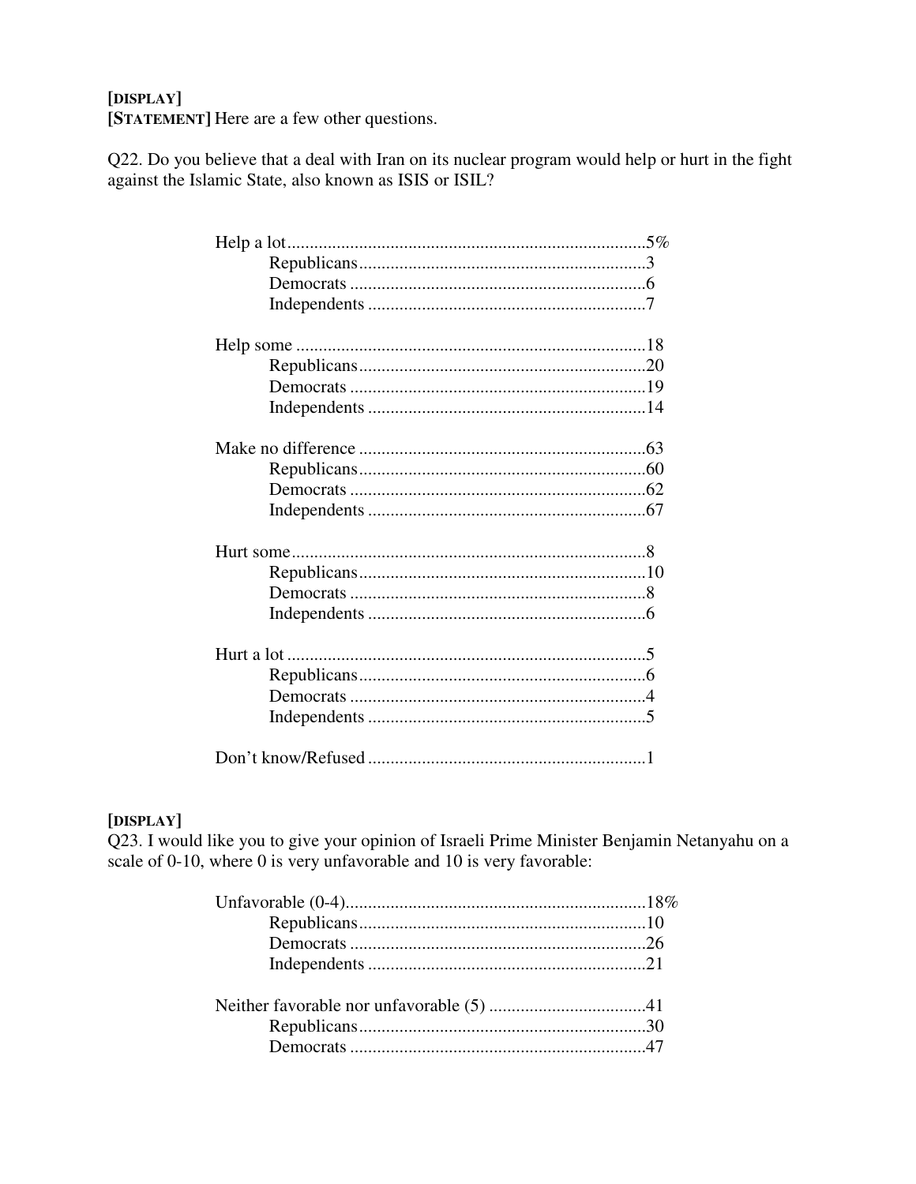**[DISPLAY]**
**[STATEMENT]** Here are a few other questions.

Q22. Do you believe that a deal with Iran on its nuclear program would help or hurt in the fight against the Islamic State, also known as ISIS or ISIL?

| | |
|---|---|
| Help a lot | 5% |
| Republicans | 3 |
| Democrats | 6 |
| Independents | 7 |
| | |
| Help some | 18 |
| Republicans | 20 |
| Democrats | 19 |
| Independents | 14 |
| | |
| Make no difference | 63 |
| Republicans | 60 |
| Democrats | 62 |
| Independents | 67 |
| | |
| Hurt some | 8 |
| Republicans | 10 |
| Democrats | 8 |
| Independents | 6 |
| | |
| Hurt a lot | 5 |
| Republicans | 6 |
| Democrats | 4 |
| Independents | 5 |
| | |
| Don't know/Refused | 1 |

**[DISPLAY]**
Q23. I would like you to give your opinion of Israeli Prime Minister Benjamin Netanyahu on a scale of 0-10, where 0 is very unfavorable and 10 is very favorable:

| | |
|---|---|
| Unfavorable (0-4) | 18% |
| Republicans | 10 |
| Democrats | 26 |
| Independents | 21 |
| | |
| Neither favorable nor unfavorable (5) | 41 |
| Republicans | 30 |
| Democrats | 47 |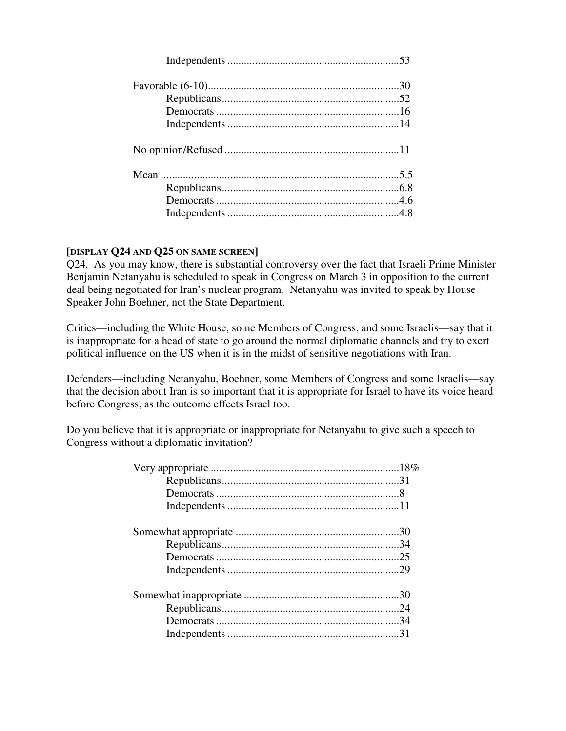Independents ..............................................................53

Favorable (6-10).......................................................................30
Republicans................................................................52
Democrats ..................................................................16
Independents ..............................................................14

No opinion/Refused ...............................................................11

Mean .......................................................................................5.5
Republicans................................................................6.8
Democrats ..................................................................4.6
Independents ..............................................................4.8

**[DISPLAY Q24 AND Q25 ON SAME SCREEN]**

Q24. As you may know, there is substantial controversy over the fact that Israeli Prime Minister Benjamin Netanyahu is scheduled to speak in Congress on March 3 in opposition to the current deal being negotiated for Iran's nuclear program. Netanyahu was invited to speak by House Speaker John Boehner, not the State Department.

Critics—including the White House, some Members of Congress, and some Israelis—say that it is inappropriate for a head of state to go around the normal diplomatic channels and try to exert political influence on the US when it is in the midst of sensitive negotiations with Iran.

Defenders—including Netanyahu, Boehner, some Members of Congress and some Israelis—say that the decision about Iran is so important that it is appropriate for Israel to have its voice heard before Congress, as the outcome effects Israel too.

Do you believe that it is appropriate or inappropriate for Netanyahu to give such a speech to Congress without a diplomatic invitation?

Very appropriate ....................................................................18%
Republicans................................................................31
Democrats ..................................................................8
Independents ..............................................................11

Somewhat appropriate ............................................................30
Republicans................................................................34
Democrats ..................................................................25
Independents ..............................................................29

Somewhat inappropriate ........................................................30
Republicans................................................................24
Democrats ..................................................................34
Independents ..............................................................31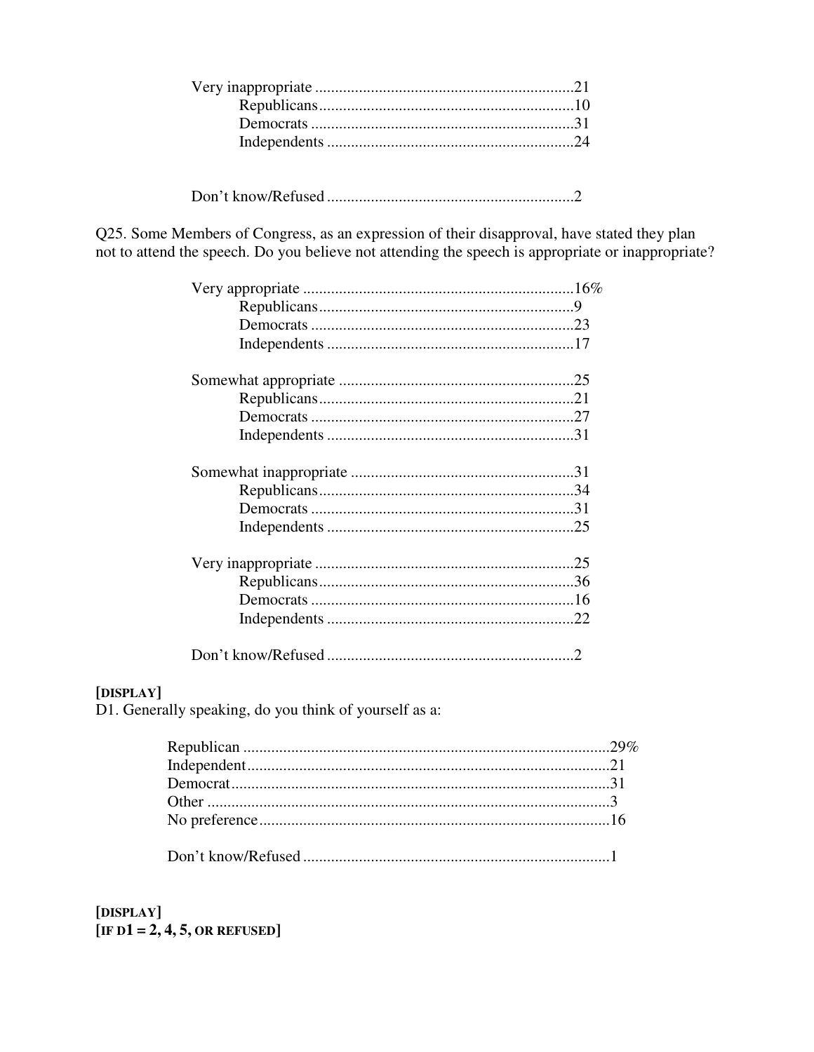Very inappropriate ................................................................21
- Republicans................................................................10
- Democrats ..................................................................31
- Independents ..............................................................24

Don't know/Refused ..............................................................2

Q25. Some Members of Congress, as an expression of their disapproval, have stated they plan not to attend the speech. Do you believe not attending the speech is appropriate or inappropriate?

Very appropriate ....................................................................16%
- Republicans................................................................9
- Democrats ..................................................................23
- Independents ..............................................................17

Somewhat appropriate ...........................................................25
- Republicans................................................................21
- Democrats ..................................................................27
- Independents ..............................................................31

Somewhat inappropriate ........................................................31
- Republicans................................................................34
- Democrats ..................................................................31
- Independents ..............................................................25

Very inappropriate .................................................................25
- Republicans................................................................36
- Democrats ..................................................................16
- Independents ..............................................................22

Don't know/Refused ..............................................................2

**[DISPLAY]**
D1. Generally speaking, do you think of yourself as a:

Republican ..........................................................................................29%
Independent..........................................................................................21
Democrat..............................................................................................31
Other ....................................................................................................3
No preference.......................................................................................16

Don't know/Refused .............................................................................1

**[DISPLAY]**
**[IF D1 = 2, 4, 5, OR REFUSED]**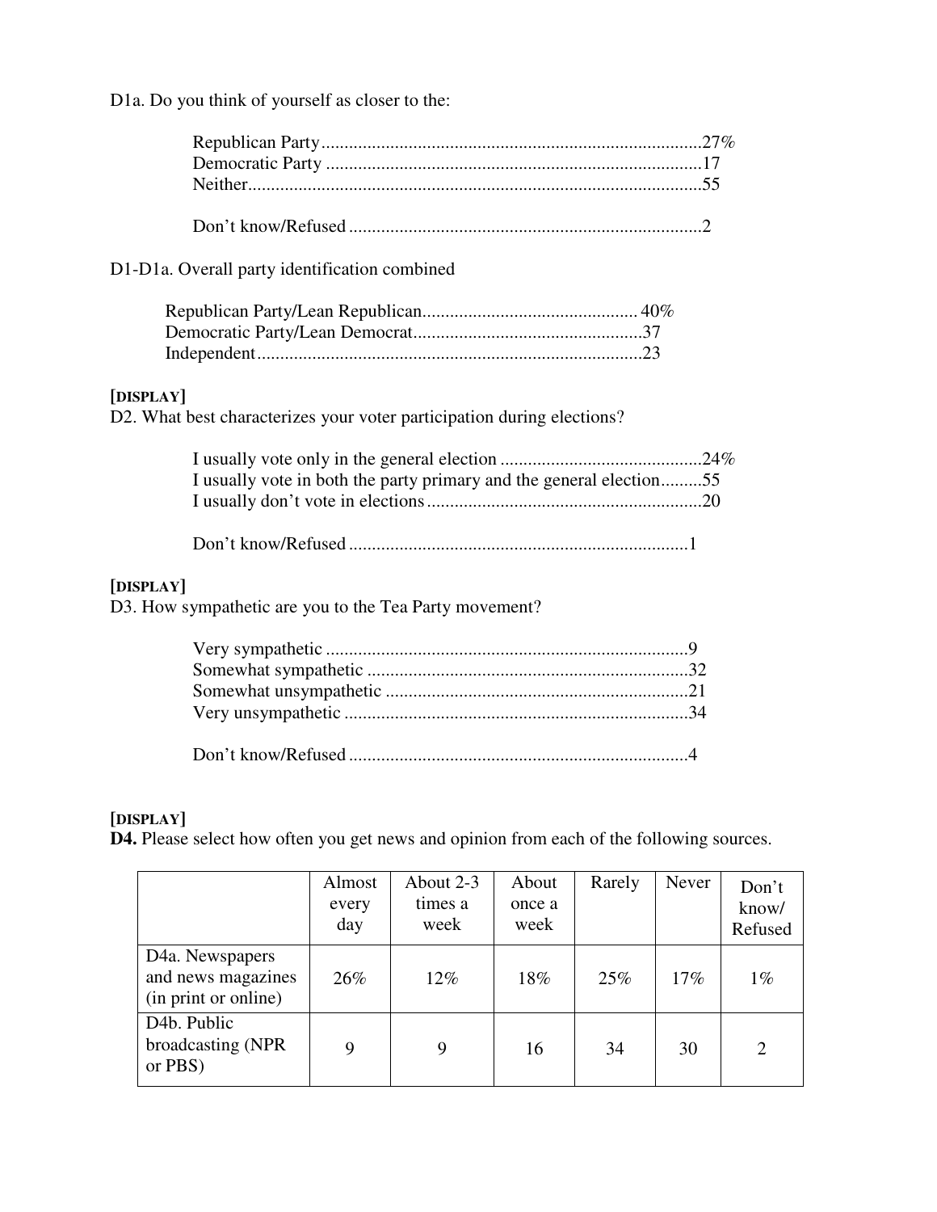D1a. Do you think of yourself as closer to the:

Republican Party....................................................................................27%
Democratic Party ..................................................................................17
Neither...................................................................................................55

Don't know/Refused .............................................................................2

D1-D1a. Overall party identification combined

Republican Party/Lean Republican............................................... 40%
Democratic Party/Lean Democrat..................................................37
Independent....................................................................................23

**[DISPLAY]**
D2. What best characterizes your voter participation during elections?

I usually vote only in the general election ............................................24%
I usually vote in both the party primary and the general election.........55
I usually don't vote in elections............................................................20

Don't know/Refused ..........................................................................1

**[DISPLAY]**
D3. How sympathetic are you to the Tea Party movement?

Very sympathetic ...............................................................................9
Somewhat sympathetic ......................................................................32
Somewhat unsympathetic ..................................................................21
Very unsympathetic ...........................................................................34

Don't know/Refused ..........................................................................4

**[DISPLAY]**
**D4.** Please select how often you get news and opinion from each of the following sources.

| | Almost every day | About 2-3 times a week | About once a week | Rarely | Never | Don't know/ Refused |
|---|---|---|---|---|---|---|
| D4a. Newspapers and news magazines (in print or online) | 26% | 12% | 18% | 25% | 17% | 1% |
| D4b. Public broadcasting (NPR or PBS) | 9 | 9 | 16 | 34 | 30 | 2 |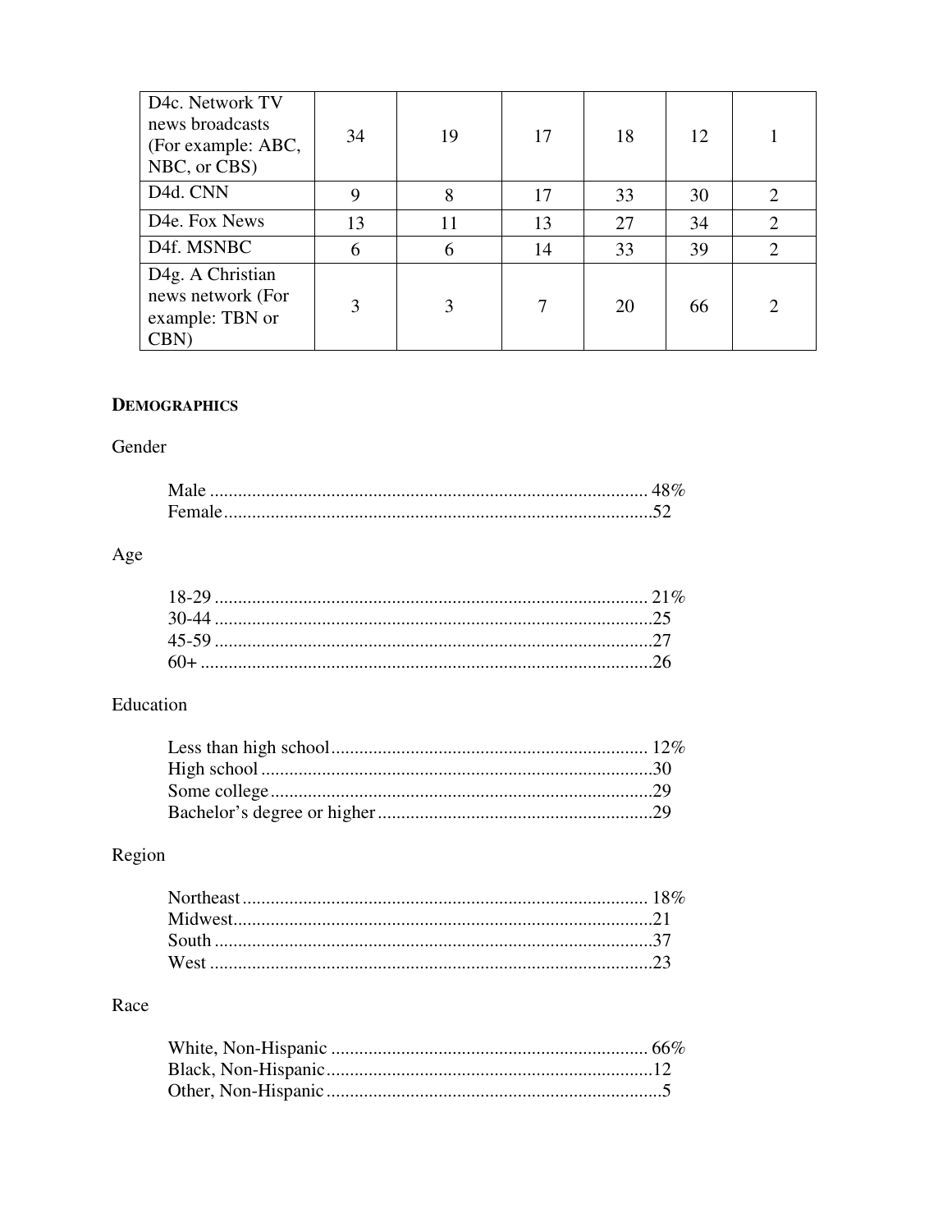| | | | | | | |
|---|---|---|---|---|---|---|
| D4c. Network TV news broadcasts (For example: ABC, NBC, or CBS) | 34 | 19 | 17 | 18 | 12 | 1 |
| D4d. CNN | 9 | 8 | 17 | 33 | 30 | 2 |
| D4e. Fox News | 13 | 11 | 13 | 27 | 34 | 2 |
| D4f. MSNBC | 6 | 6 | 14 | 33 | 39 | 2 |
| D4g. A Christian news network (For example: TBN or CBN) | 3 | 3 | 7 | 20 | 66 | 2 |

## DEMOGRAPHICS

Gender

Male ........................................................................................... 48%
Female.........................................................................................52

Age

18-29 .......................................................................................... 21%
30-44 ..........................................................................................25
45-59 ..........................................................................................27
60+ .............................................................................................26

Education

Less than high school.................................................................. 12%
High school ..................................................................................30
Some college................................................................................29
Bachelor's degree or higher..........................................................29

Region

Northeast ..................................................................................... 18%
Midwest.......................................................................................21
South ...........................................................................................37
West ............................................................................................23

Race

White, Non-Hispanic ................................................................... 66%
Black, Non-Hispanic....................................................................12
Other, Non-Hispanic.....................................................................5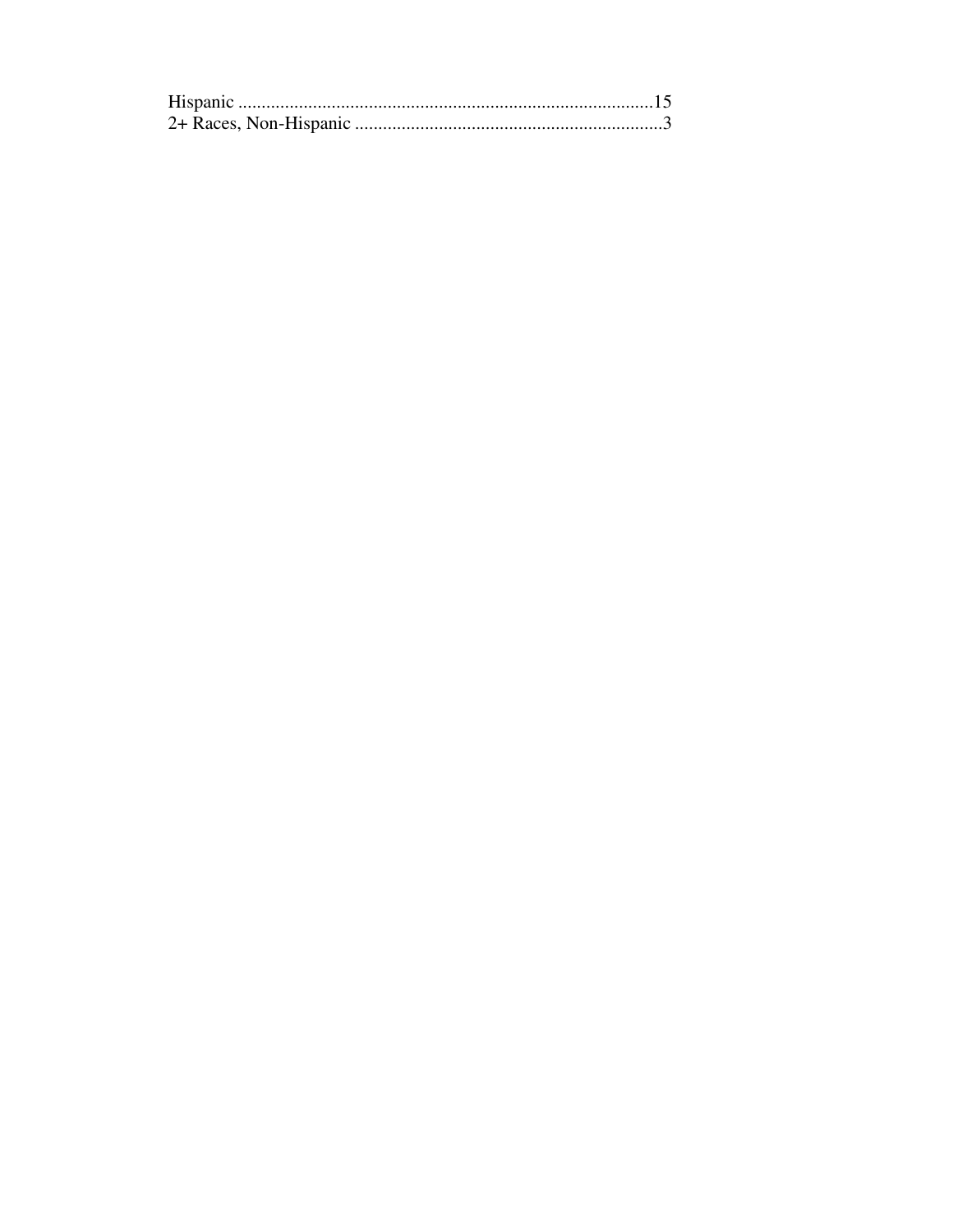Hispanic ........................................................................................15
2+ Races, Non-Hispanic ..................................................................3